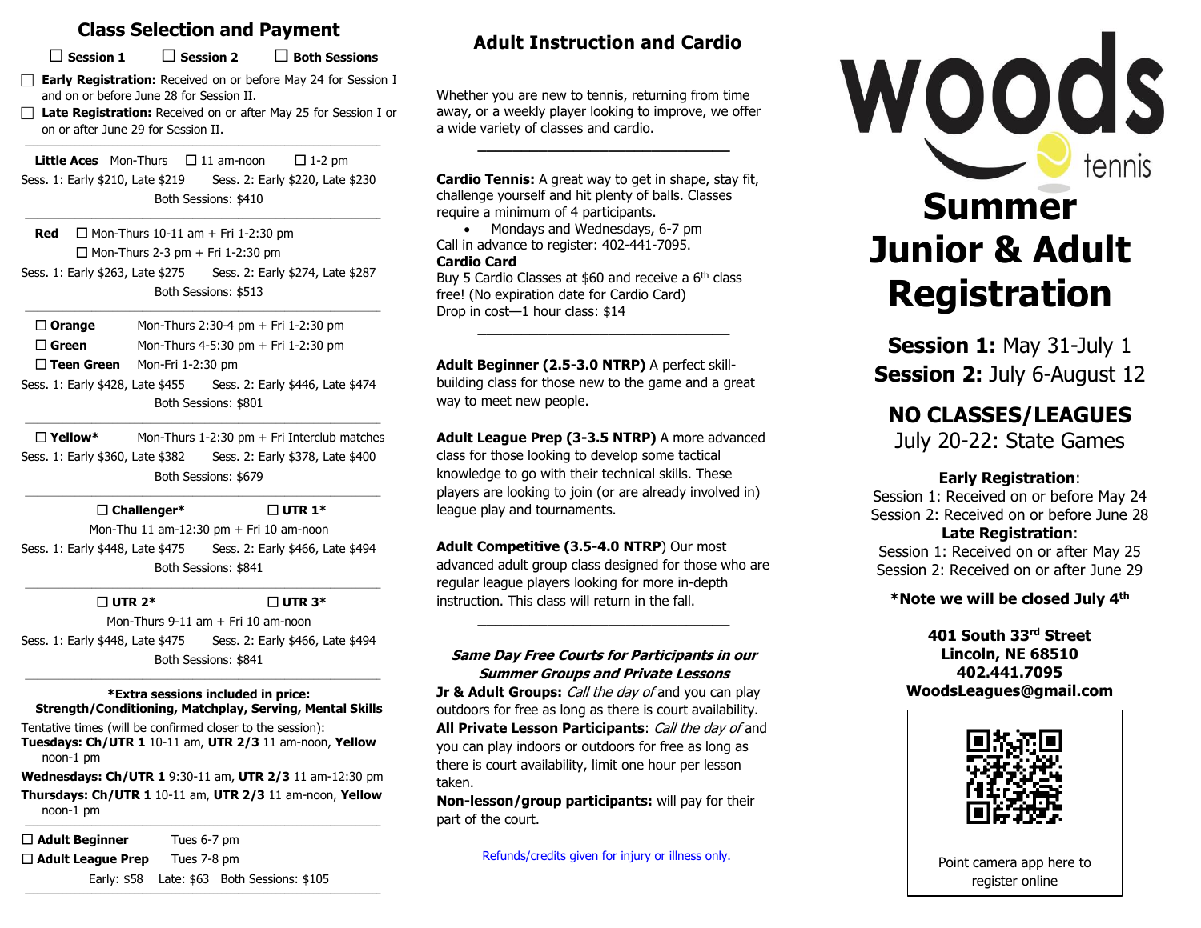## Class Selection and Payment

☐ Session 1 ☐ Session 2 ☐ Both Sessions

☐ **Early Registration:** Received on or before May 24 for Session I and on or before June 28 for Session II.

☐ **Late Registration:** Received on or after May 25 for Session I or on or after June 29 for Session II.

---

**Little Aces** Mon-Thurs ☐ 11 am-noon ☐ 1-2 pm

Sess. 1: Early $210, Late $219 Sess. 2: Early $220, Late $230

Both Sessions: $410

---

**Red** ☐ Mon-Thurs 10-11 am + Fri 1-2:30 pm

☐ Mon-Thurs 2-3 pm + Fri 1-2:30 pm

Sess. 1: Early $263, Late $275 Sess. 2: Early $274, Late $287

Both Sessions: $513

---

☐ **Orange** Mon-Thurs 2:30-4 pm + Fri 1-2:30 pm

☐ **Green** Mon-Thurs 4-5:30 pm + Fri 1-2:30 pm

☐ **Teen Green** Mon-Fri 1-2:30 pm

Sess. 1: Early $428, Late $455 Sess. 2: Early $446, Late $474

Both Sessions: $801

---

☐ **Yellow*** Mon-Thurs 1-2:30 pm + Fri Interclub matches

Sess. 1: Early $360, Late $382 Sess. 2: Early $378, Late $400

Both Sessions: $679

---

☐ **Challenger*** ☐ **UTR 1***

Mon-Thu 11 am-12:30 pm + Fri 10 am-noon

Sess. 1: Early $448, Late $475 Sess. 2: Early $466, Late $494

Both Sessions: $841

---

☐ **UTR 2*** ☐ **UTR 3***

Mon-Thurs 9-11 am + Fri 10 am-noon

Sess. 1: Early $448, Late $475 Sess. 2: Early $466, Late $494

Both Sessions: $841

---

**\*Extra sessions included in price:**
**Strength/Conditioning, Matchplay, Serving, Mental Skills**

Tentative times (will be confirmed closer to the session):

**Tuesdays: Ch/UTR 1** 10-11 am, **UTR 2/3** 11 am-noon, **Yellow** noon-1 pm

**Wednesdays: Ch/UTR 1** 9:30-11 am, **UTR 2/3** 11 am-12:30 pm

**Thursdays: Ch/UTR 1** 10-11 am, **UTR 2/3** 11 am-noon, **Yellow** noon-1 pm

---

☐ **Adult Beginner** Tues 6-7 pm

☐ **Adult League Prep** Tues 7-8 pm

Early: $58 Late: $63 Both Sessions: $105

## Adult Instruction and Cardio

Whether you are new to tennis, returning from time away, or a weekly player looking to improve, we offer a wide variety of classes and cardio.

---

**Cardio Tennis:** A great way to get in shape, stay fit, challenge yourself and hit plenty of balls. Classes require a minimum of 4 participants.

- Mondays and Wednesdays, 6-7 pm

Call in advance to register: 402-441-7095.

**Cardio Card**

Buy 5 Cardio Classes at $60 and receive a 6th class free! (No expiration date for Cardio Card)

Drop in cost—1 hour class: $14

---

**Adult Beginner (2.5-3.0 NTRP)** A perfect skill-building class for those new to the game and a great way to meet new people.

**Adult League Prep (3-3.5 NTRP)** A more advanced class for those looking to develop some tactical knowledge to go with their technical skills. These players are looking to join (or are already involved in) league play and tournaments.

**Adult Competitive (3.5-4.0 NTRP**) Our most advanced adult group class designed for those who are regular league players looking for more in-depth instruction. This class will return in the fall.

---

***Same Day Free Courts for Participants in our Summer Groups and Private Lessons***

**Jr & Adult Groups:** *Call the day of* and you can play outdoors for free as long as there is court availability.

**All Private Lesson Participants**: *Call the day of* and you can play indoors or outdoors for free as long as there is court availability, limit one hour per lesson taken.

**Non-lesson/group participants:** will pay for their part of the court.

Refunds/credits given for injury or illness only.

# woods tennis

# Summer Junior & Adult Registration

**Session 1:** May 31-July 1

**Session 2:** July 6-August 12

## NO CLASSES/LEAGUES

July 20-22: State Games

**Early Registration**:

Session 1: Received on or before May 24

Session 2: Received on or before June 28

**Late Registration**:

Session 1: Received on or after May 25

Session 2: Received on or after June 29

**\*Note we will be closed July 4th**

**401 South 33rd Street**
**Lincoln, NE 68510**
**402.441.7095**
**WoodsLeagues@gmail.com**

Point camera app here to register online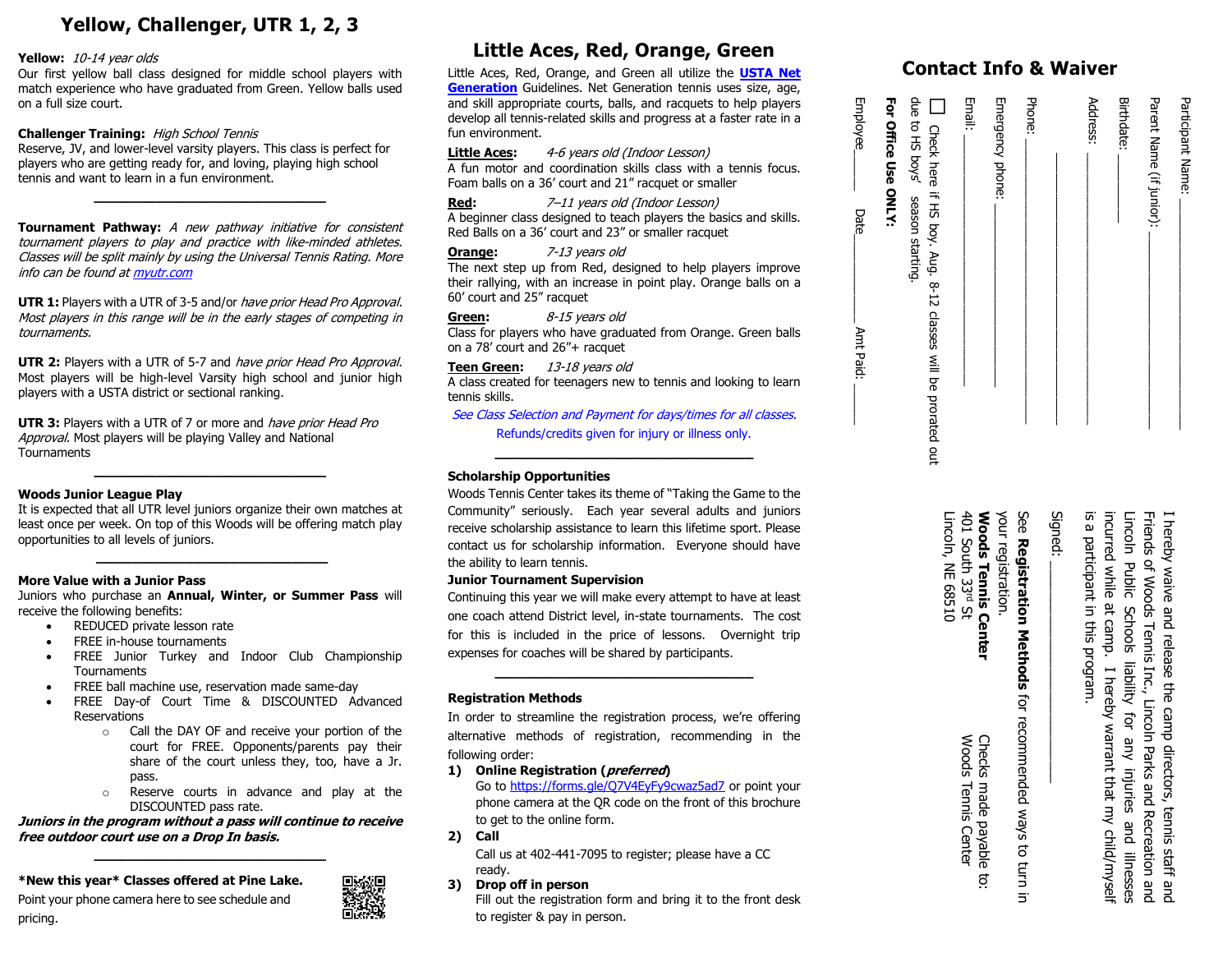# Yellow, Challenger, UTR 1, 2, 3

**Yellow:** *10-14 year olds*
Our first yellow ball class designed for middle school players with match experience who have graduated from Green. Yellow balls used on a full size court.

**Challenger Training:** *High School Tennis*
Reserve, JV, and lower-level varsity players. This class is perfect for players who are getting ready for, and loving, playing high school tennis and want to learn in a fun environment.

---

**Tournament Pathway:** *A new pathway initiative for consistent tournament players to play and practice with like-minded athletes. Classes will be split mainly by using the Universal Tennis Rating. More info can be found at myutr.com*

**UTR 1:** Players with a UTR of 3-5 and/or *have prior Head Pro Approval. Most players in this range will be in the early stages of competing in tournaments.*

**UTR 2:** Players with a UTR of 5-7 and *have prior Head Pro Approval.* Most players will be high-level Varsity high school and junior high players with a USTA district or sectional ranking.

**UTR 3:** Players with a UTR of 7 or more and *have prior Head Pro Approval.* Most players will be playing Valley and National Tournaments

---

**Woods Junior League Play**
It is expected that all UTR level juniors organize their own matches at least once per week. On top of this Woods will be offering match play opportunities to all levels of juniors.

---

**More Value with a Junior Pass**
Juniors who purchase an **Annual, Winter, or Summer Pass** will receive the following benefits:

- REDUCED private lesson rate
- FREE in-house tournaments
- FREE Junior Turkey and Indoor Club Championship Tournaments
- FREE ball machine use, reservation made same-day
- FREE Day-of Court Time & DISCOUNTED Advanced Reservations
  - Call the DAY OF and receive your portion of the court for FREE. Opponents/parents pay their share of the court unless they, too, have a Jr. pass.
  - Reserve courts in advance and play at the DISCOUNTED pass rate.

***Juniors in the program without a pass will continue to receive free outdoor court use on a Drop In basis.***

---

**\*New this year\* Classes offered at Pine Lake.**
Point your phone camera here to see schedule and pricing.

# Little Aces, Red, Orange, Green

Little Aces, Red, Orange, and Green all utilize the **USTA Net Generation** Guidelines. Net Generation tennis uses size, age, and skill appropriate courts, balls, and racquets to help players develop all tennis-related skills and progress at a faster rate in a fun environment.

**Little Aces:** *4-6 years old (Indoor Lesson)*
A fun motor and coordination skills class with a tennis focus. Foam balls on a 36' court and 21" racquet or smaller

**Red:** *7–11 years old (Indoor Lesson)*
A beginner class designed to teach players the basics and skills. Red Balls on a 36' court and 23" or smaller racquet

**Orange:** *7-13 years old*
The next step up from Red, designed to help players improve their rallying, with an increase in point play. Orange balls on a 60' court and 25" racquet

**Green:** *8-15 years old*
Class for players who have graduated from Orange. Green balls on a 78' court and 26"+ racquet

**Teen Green:** *13-18 years old*
A class created for teenagers new to tennis and looking to learn tennis skills.

*See Class Selection and Payment for days/times for all classes.*
Refunds/credits given for injury or illness only.

---

**Scholarship Opportunities**
Woods Tennis Center takes its theme of "Taking the Game to the Community" seriously. Each year several adults and juniors receive scholarship assistance to learn this lifetime sport. Please contact us for scholarship information. Everyone should have the ability to learn tennis.

**Junior Tournament Supervision**
Continuing this year we will make every attempt to have at least one coach attend District level, in-state tournaments. The cost for this is included in the price of lessons. Overnight trip expenses for coaches will be shared by participants.

---

**Registration Methods**
In order to streamline the registration process, we're offering alternative methods of registration, recommending in the following order:

1) **Online Registration (*preferred*)**
   Go to https://forms.gle/Q7V4EyFy9cwaz5ad7 or point your phone camera at the QR code on the front of this brochure to get to the online form.
2) **Call**
   Call us at 402-441-7095 to register; please have a CC ready.
3) **Drop off in person**
   Fill out the registration form and bring it to the front desk to register & pay in person.

# Contact Info & Waiver

Participant Name: ______________________

Parent Name (if junior): ______________________

Birthdate: ________

Address: ______________________

______________________

Phone: ______________________

Emergency phone: ______________________

Email: ______________________

☐ Check here if HS boy. Aug. 8-12 classes will be prorated out due to HS boys' season starting.

**For Office Use ONLY:**

Employee_____ Date__________ Amt Paid: _____

I hereby waive and release the camp directors, tennis staff and Friends of Woods Tennis Inc., Lincoln Parks and Recreation and Lincoln Public Schools liability for any injuries and illnesses incurred while at camp. I hereby warrant that my child/myself is a participant in this program.

Signed: ______________________

See **Registration Methods** for recommended ways to turn in your registration.

**Woods Tennis Center**
401 South 33rd St
Lincoln, NE 68510

Checks made payable to:
Woods Tennis Center